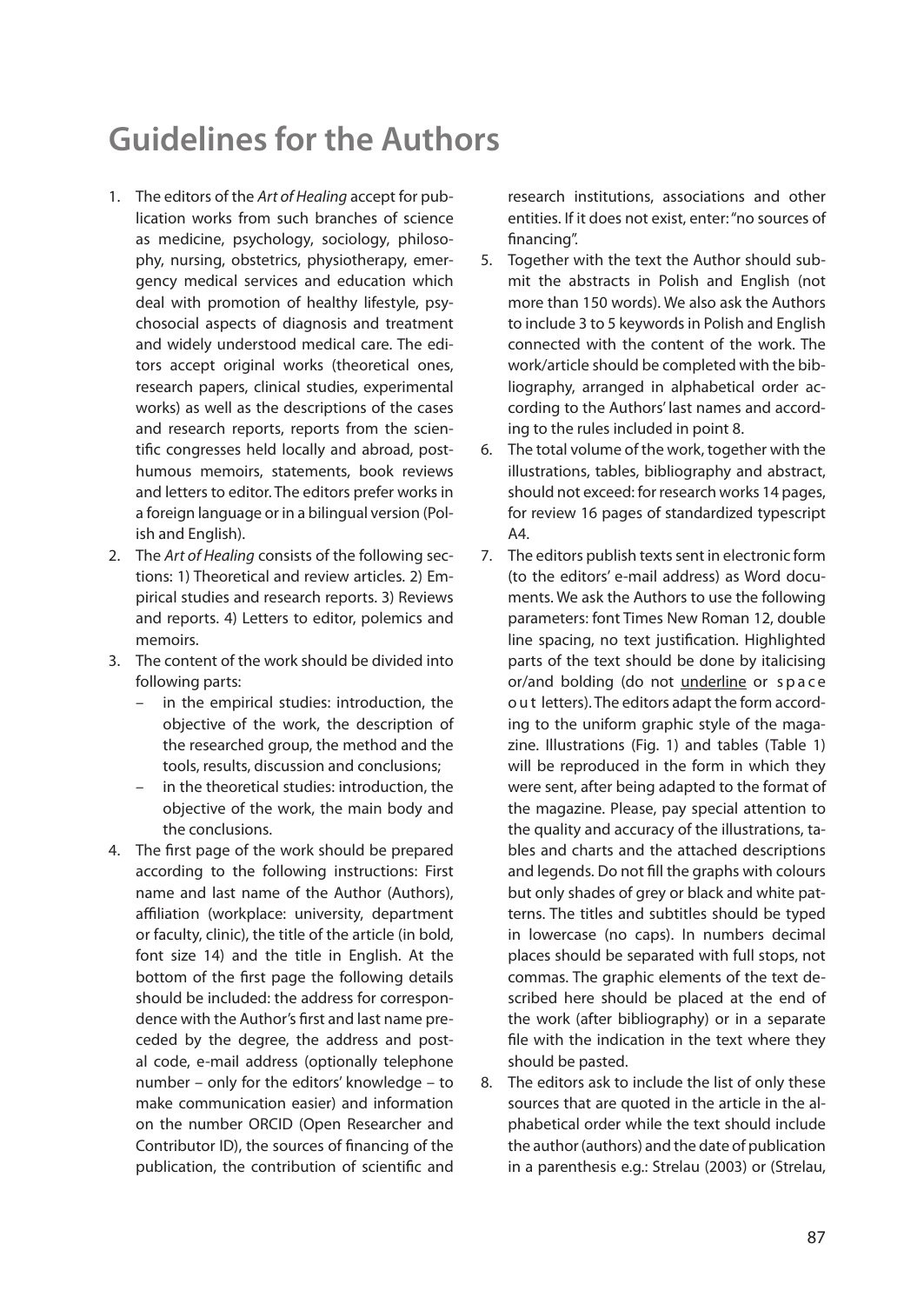# Guidelines for the Authors

1. The editors of the *Art of Healing* accept for publication works from such branches of science as medicine, psychology, sociology, philosophy, nursing, obstetrics, physiotherapy, emergency medical services and education which deal with promotion of healthy lifestyle, psychosocial aspects of diagnosis and treatment and widely understood medical care. The editors accept original works (theoretical ones, research papers, clinical studies, experimental works) as well as the descriptions of the cases and research reports, reports from the scientific congresses held locally and abroad, posthumous memoirs, statements, book reviews and letters to editor. The editors prefer works in a foreign language or in a bilingual version (Polish and English).
2. The *Art of Healing* consists of the following sections: 1) Theoretical and review articles. 2) Empirical studies and research reports. 3) Reviews and reports. 4) Letters to editor, polemics and memoirs.
3. The content of the work should be divided into following parts:
   - in the empirical studies: introduction, the objective of the work, the description of the researched group, the method and the tools, results, discussion and conclusions;
   - in the theoretical studies: introduction, the objective of the work, the main body and the conclusions.
4. The first page of the work should be prepared according to the following instructions: First name and last name of the Author (Authors), affiliation (workplace: university, department or faculty, clinic), the title of the article (in bold, font size 14) and the title in English. At the bottom of the first page the following details should be included: the address for correspondence with the Author's first and last name preceded by the degree, the address and postal code, e-mail address (optionally telephone number – only for the editors' knowledge – to make communication easier) and information on the number ORCID (Open Researcher and Contributor ID), the sources of financing of the publication, the contribution of scientific and research institutions, associations and other entities. If it does not exist, enter: "no sources of financing".
5. Together with the text the Author should submit the abstracts in Polish and English (not more than 150 words). We also ask the Authors to include 3 to 5 keywords in Polish and English connected with the content of the work. The work/article should be completed with the bibliography, arranged in alphabetical order according to the Authors' last names and according to the rules included in point 8.
6. The total volume of the work, together with the illustrations, tables, bibliography and abstract, should not exceed: for research works 14 pages, for review 16 pages of standardized typescript A4.
7. The editors publish texts sent in electronic form (to the editors' e-mail address) as Word documents. We ask the Authors to use the following parameters: font Times New Roman 12, double line spacing, no text justification. Highlighted parts of the text should be done by italicising or/and bolding (do not <u>underline</u> or s p a c e o u t letters). The editors adapt the form according to the uniform graphic style of the magazine. Illustrations (Fig. 1) and tables (Table 1) will be reproduced in the form in which they were sent, after being adapted to the format of the magazine. Please, pay special attention to the quality and accuracy of the illustrations, tables and charts and the attached descriptions and legends. Do not fill the graphs with colours but only shades of grey or black and white patterns. The titles and subtitles should be typed in lowercase (no caps). In numbers decimal places should be separated with full stops, not commas. The graphic elements of the text described here should be placed at the end of the work (after bibliography) or in a separate file with the indication in the text where they should be pasted.
8. The editors ask to include the list of only these sources that are quoted in the article in the alphabetical order while the text should include the author (authors) and the date of publication in a parenthesis e.g.: Strelau (2003) or (Strelau,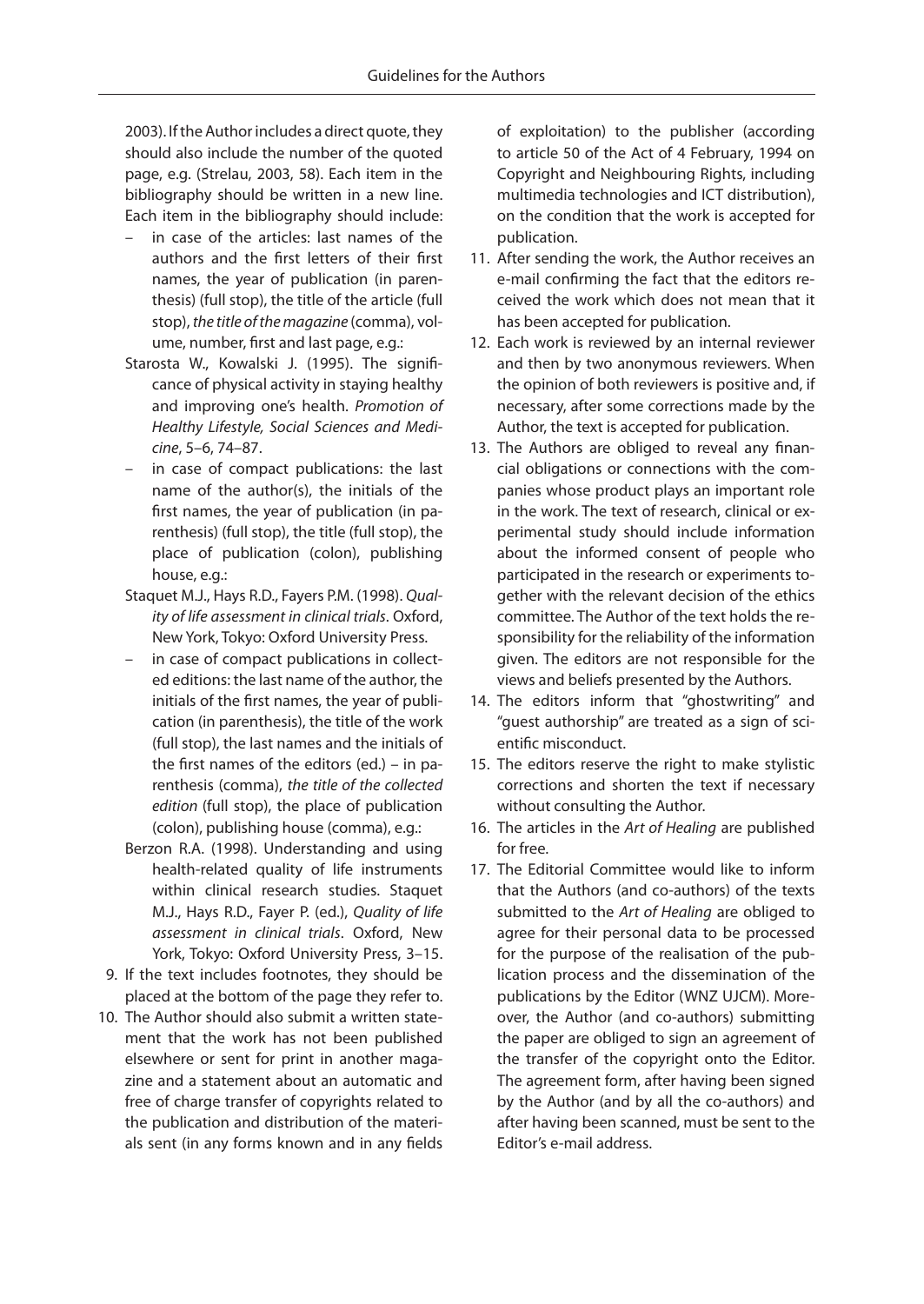2003). If the Author includes a direct quote, they should also include the number of the quoted page, e.g. (Strelau, 2003, 58). Each item in the bibliography should be written in a new line. Each item in the bibliography should include:

- in case of the articles: last names of the authors and the first letters of their first names, the year of publication (in parenthesis) (full stop), the title of the article (full stop), *the title of the magazine* (comma), volume, number, first and last page, e.g.:

  Starosta W., Kowalski J. (1995). The significance of physical activity in staying healthy and improving one's health. *Promotion of Healthy Lifestyle, Social Sciences and Medicine*, 5–6, 74–87.

- in case of compact publications: the last name of the author(s), the initials of the first names, the year of publication (in parenthesis) (full stop), the title (full stop), the place of publication (colon), publishing house, e.g.:

  Staquet M.J., Hays R.D., Fayers P.M. (1998). *Quality of life assessment in clinical trials*. Oxford, New York, Tokyo: Oxford University Press.

- in case of compact publications in collected editions: the last name of the author, the initials of the first names, the year of publication (in parenthesis), the title of the work (full stop), the last names and the initials of the first names of the editors (ed.) – in parenthesis (comma), *the title of the collected edition* (full stop), the place of publication (colon), publishing house (comma), e.g.:

  Berzon R.A. (1998). Understanding and using health-related quality of life instruments within clinical research studies. Staquet M.J., Hays R.D., Fayer P. (ed.), *Quality of life assessment in clinical trials*. Oxford, New York, Tokyo: Oxford University Press, 3–15.

9. If the text includes footnotes, they should be placed at the bottom of the page they refer to.
10. The Author should also submit a written statement that the work has not been published elsewhere or sent for print in another magazine and a statement about an automatic and free of charge transfer of copyrights related to the publication and distribution of the materials sent (in any forms known and in any fields of exploitation) to the publisher (according to article 50 of the Act of 4 February, 1994 on Copyright and Neighbouring Rights, including multimedia technologies and ICT distribution), on the condition that the work is accepted for publication.
11. After sending the work, the Author receives an e-mail confirming the fact that the editors received the work which does not mean that it has been accepted for publication.
12. Each work is reviewed by an internal reviewer and then by two anonymous reviewers. When the opinion of both reviewers is positive and, if necessary, after some corrections made by the Author, the text is accepted for publication.
13. The Authors are obliged to reveal any financial obligations or connections with the companies whose product plays an important role in the work. The text of research, clinical or experimental study should include information about the informed consent of people who participated in the research or experiments together with the relevant decision of the ethics committee. The Author of the text holds the responsibility for the reliability of the information given. The editors are not responsible for the views and beliefs presented by the Authors.
14. The editors inform that "ghostwriting" and "guest authorship" are treated as a sign of scientific misconduct.
15. The editors reserve the right to make stylistic corrections and shorten the text if necessary without consulting the Author.
16. The articles in the *Art of Healing* are published for free.
17. The Editorial Committee would like to inform that the Authors (and co-authors) of the texts submitted to the *Art of Healing* are obliged to agree for their personal data to be processed for the purpose of the realisation of the publication process and the dissemination of the publications by the Editor (WNZ UJCM). Moreover, the Author (and co-authors) submitting the paper are obliged to sign an agreement of the transfer of the copyright onto the Editor. The agreement form, after having been signed by the Author (and by all the co-authors) and after having been scanned, must be sent to the Editor's e-mail address.